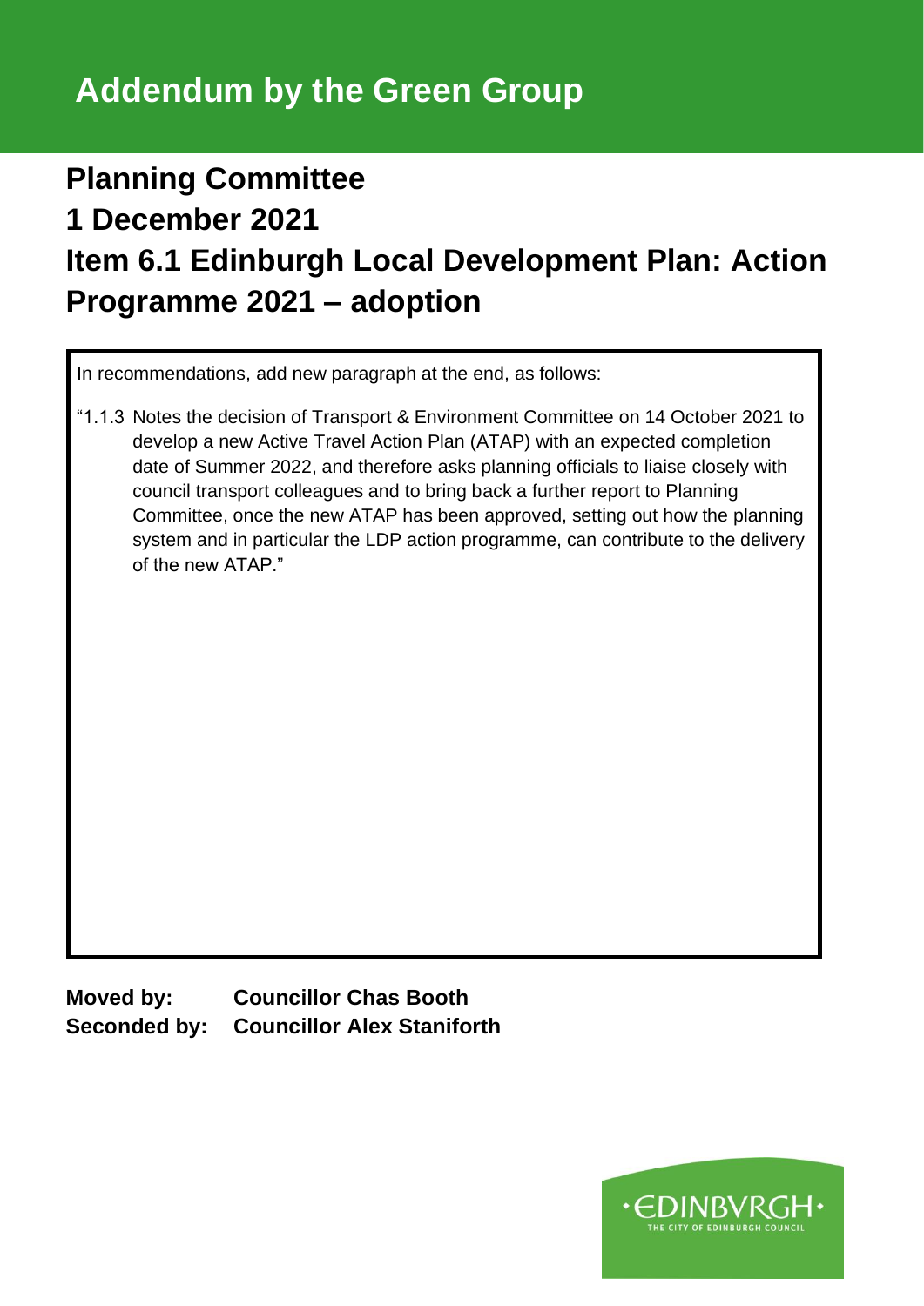# Addendum by the Green Group

## Planning Committee
## 1 December 2021
## Item 6.1 Edinburgh Local Development Plan: Action Programme 2021 – adoption

In recommendations, add new paragraph at the end, as follows:

"1.1.3 Notes the decision of Transport & Environment Committee on 14 October 2021 to develop a new Active Travel Action Plan (ATAP) with an expected completion date of Summer 2022, and therefore asks planning officials to liaise closely with council transport colleagues and to bring back a further report to Planning Committee, once the new ATAP has been approved, setting out how the planning system and in particular the LDP action programme, can contribute to the delivery of the new ATAP."

**Moved by:** **Councillor Chas Booth**
**Seconded by:** **Councillor Alex Staniforth**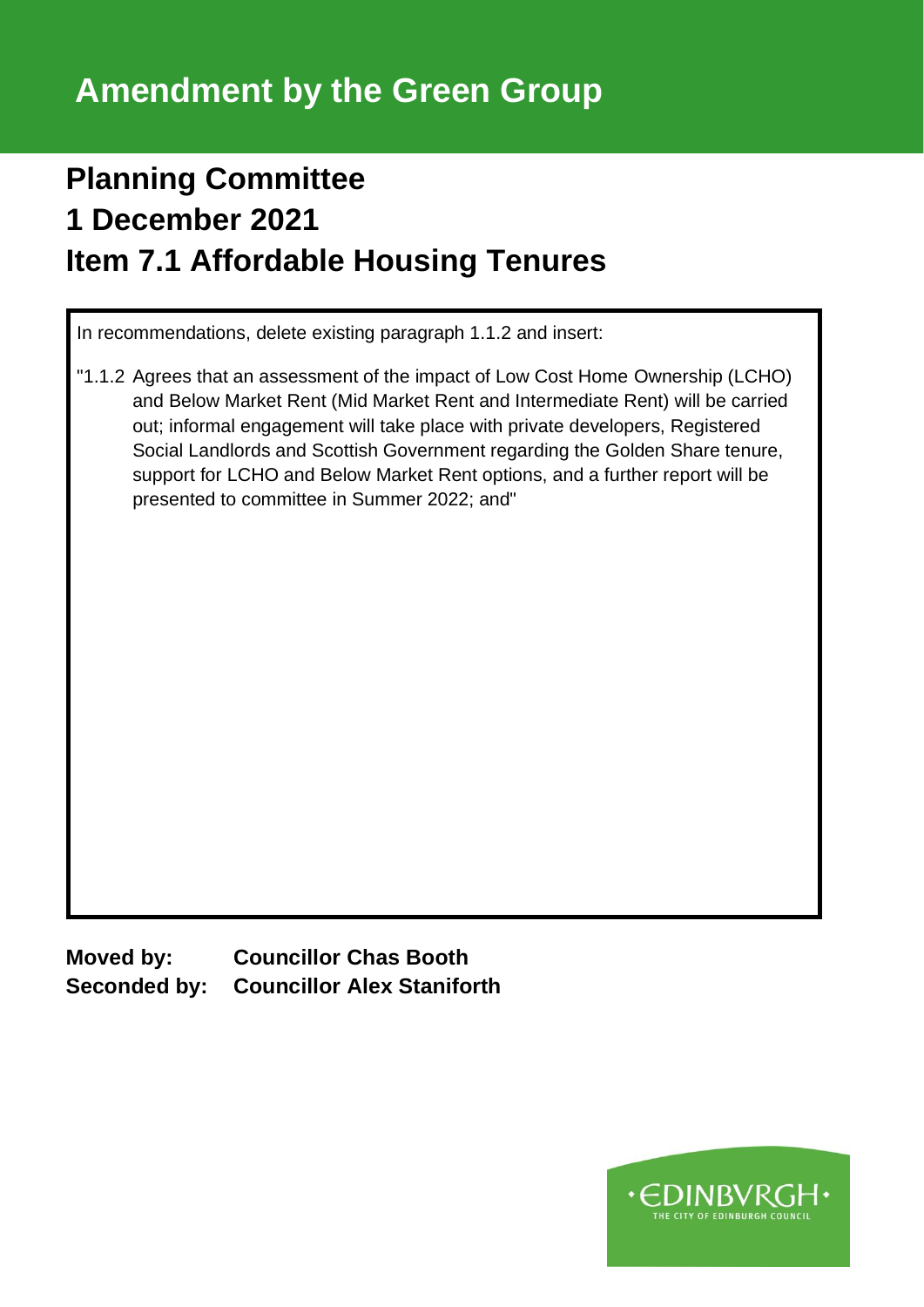# Amendment by the Green Group

## Planning Committee
## 1 December 2021
## Item 7.1 Affordable Housing Tenures

In recommendations, delete existing paragraph 1.1.2 and insert:

"1.1.2 Agrees that an assessment of the impact of Low Cost Home Ownership (LCHO) and Below Market Rent (Mid Market Rent and Intermediate Rent) will be carried out; informal engagement will take place with private developers, Registered Social Landlords and Scottish Government regarding the Golden Share tenure, support for LCHO and Below Market Rent options, and a further report will be presented to committee in Summer 2022; and"

**Moved by:** **Councillor Chas Booth**
**Seconded by:** **Councillor Alex Staniforth**

·EDINBVRGH·
THE CITY OF EDINBURGH COUNCIL